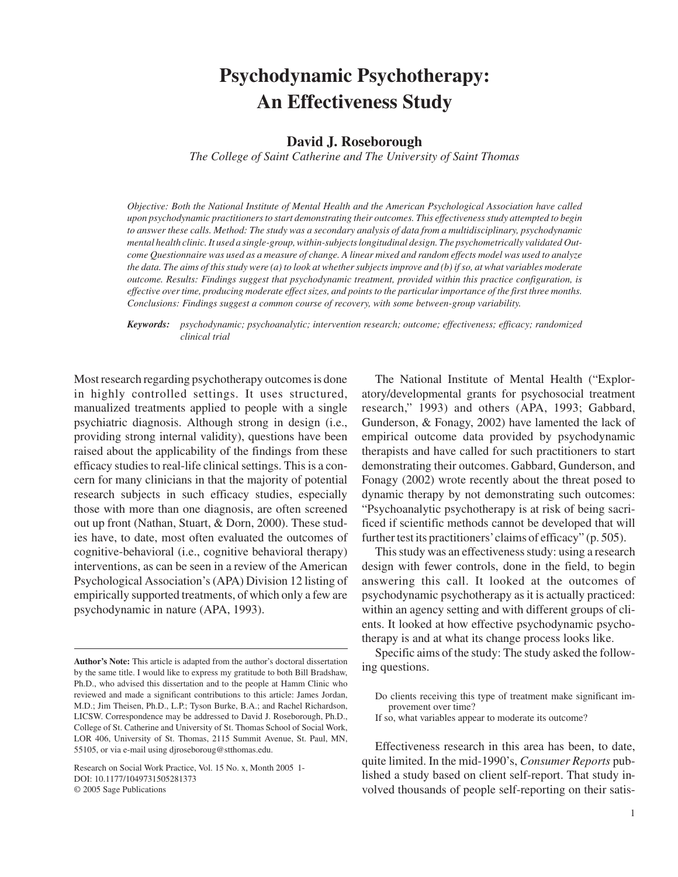# Psychodynamic Psychotherapy: An Effectiveness Study

**David J. Roseborough**

*The College of Saint Catherine and The University of Saint Thomas*

*Objective: Both the National Institute of Mental Health and the American Psychological Association have called upon psychodynamic practitioners to start demonstrating their outcomes. This effectiveness study attempted to begin to answer these calls. Method: The study was a secondary analysis of data from a multidisciplinary, psychodynamic mental health clinic. It used a single-group, within-subjects longitudinal design. The psychometrically validated Outcome Questionnaire was used as a measure of change. A linear mixed and random effects model was used to analyze the data. The aims of this study were (a) to look at whether subjects improve and (b) if so, at what variables moderate outcome. Results: Findings suggest that psychodynamic treatment, provided within this practice configuration, is effective over time, producing moderate effect sizes, and points to the particular importance of the first three months. Conclusions: Findings suggest a common course of recovery, with some between-group variability.*

***Keywords:*** *psychodynamic; psychoanalytic; intervention research; outcome; effectiveness; efficacy; randomized clinical trial*

Most research regarding psychotherapy outcomes is done in highly controlled settings. It uses structured, manualized treatments applied to people with a single psychiatric diagnosis. Although strong in design (i.e., providing strong internal validity), questions have been raised about the applicability of the findings from these efficacy studies to real-life clinical settings. This is a concern for many clinicians in that the majority of potential research subjects in such efficacy studies, especially those with more than one diagnosis, are often screened out up front (Nathan, Stuart, & Dorn, 2000). These studies have, to date, most often evaluated the outcomes of cognitive-behavioral (i.e., cognitive behavioral therapy) interventions, as can be seen in a review of the American Psychological Association's (APA) Division 12 listing of empirically supported treatments, of which only a few are psychodynamic in nature (APA, 1993).

The National Institute of Mental Health ("Exploratory/developmental grants for psychosocial treatment research," 1993) and others (APA, 1993; Gabbard, Gunderson, & Fonagy, 2002) have lamented the lack of empirical outcome data provided by psychodynamic therapists and have called for such practitioners to start demonstrating their outcomes. Gabbard, Gunderson, and Fonagy (2002) wrote recently about the threat posed to dynamic therapy by not demonstrating such outcomes: "Psychoanalytic psychotherapy is at risk of being sacrificed if scientific methods cannot be developed that will further test its practitioners' claims of efficacy" (p. 505).

This study was an effectiveness study: using a research design with fewer controls, done in the field, to begin answering this call. It looked at the outcomes of psychodynamic psychotherapy as it is actually practiced: within an agency setting and with different groups of clients. It looked at how effective psychodynamic psychotherapy is and at what its change process looks like.

Specific aims of the study: The study asked the following questions.

> Do clients receiving this type of treatment make significant improvement over time?
>
> If so, what variables appear to moderate its outcome?

Effectiveness research in this area has been, to date, quite limited. In the mid-1990's, *Consumer Reports* published a study based on client self-report. That study involved thousands of people self-reporting on their satis-

**Author's Note:** This article is adapted from the author's doctoral dissertation by the same title. I would like to express my gratitude to both Bill Bradshaw, Ph.D., who advised this dissertation and to the people at Hamm Clinic who reviewed and made a significant contributions to this article: James Jordan, M.D.; Jim Theisen, Ph.D., L.P.; Tyson Burke, B.A.; and Rachel Richardson, LICSW. Correspondence may be addressed to David J. Roseborough, Ph.D., College of St. Catherine and University of St. Thomas School of Social Work, LOR 406, University of St. Thomas, 2115 Summit Avenue, St. Paul, MN, 55105, or via e-mail using djroseboroug@stthomas.edu.

Research on Social Work Practice, Vol. 15 No. x, Month 2005 1-
DOI: 10.1177/1049731505281373
© 2005 Sage Publications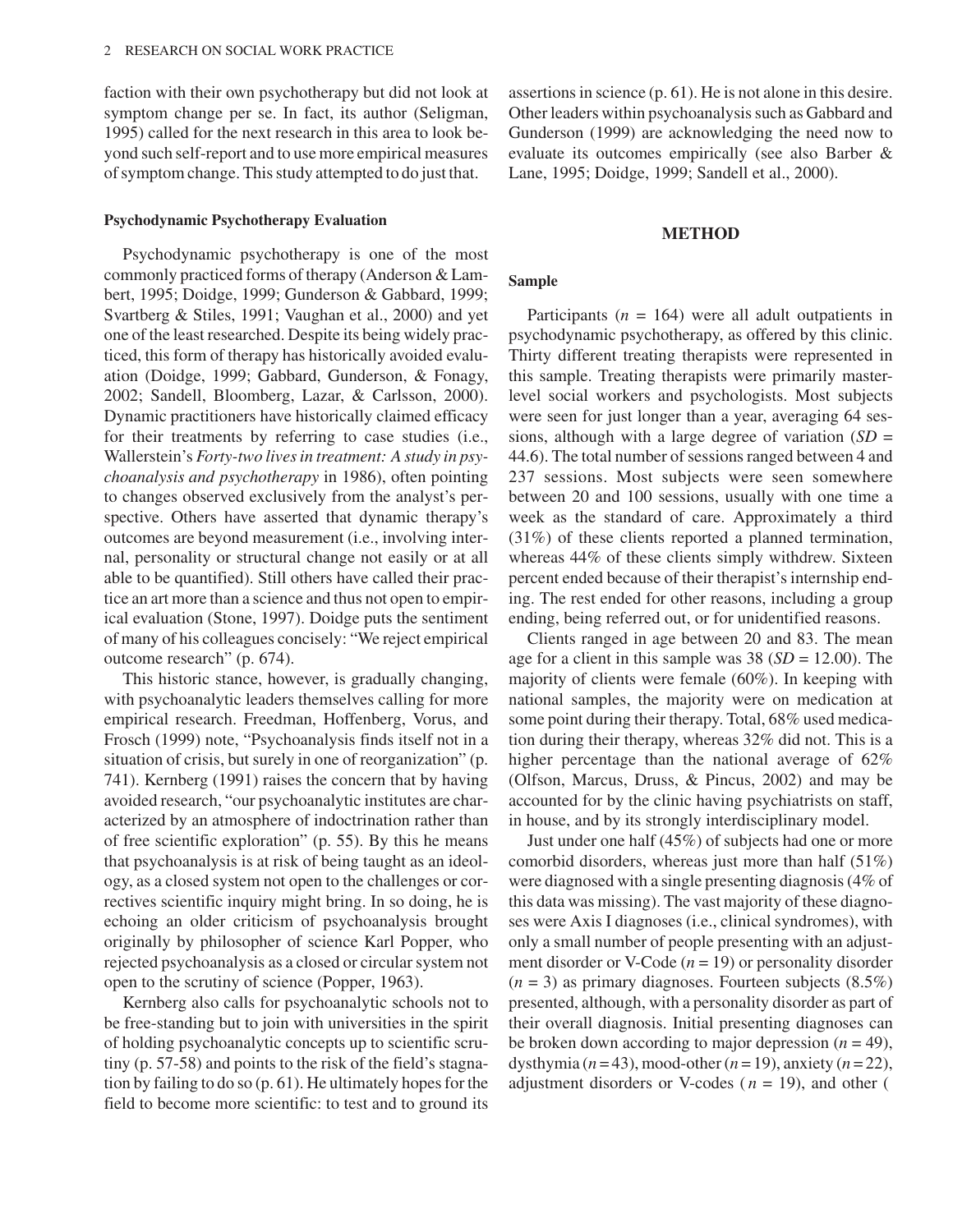faction with their own psychotherapy but did not look at symptom change per se. In fact, its author (Seligman, 1995) called for the next research in this area to look beyond such self-report and to use more empirical measures of symptom change. This study attempted to do just that.

### Psychodynamic Psychotherapy Evaluation

Psychodynamic psychotherapy is one of the most commonly practiced forms of therapy (Anderson & Lambert, 1995; Doidge, 1999; Gunderson & Gabbard, 1999; Svartberg & Stiles, 1991; Vaughan et al., 2000) and yet one of the least researched. Despite its being widely practiced, this form of therapy has historically avoided evaluation (Doidge, 1999; Gabbard, Gunderson, & Fonagy, 2002; Sandell, Bloomberg, Lazar, & Carlsson, 2000). Dynamic practitioners have historically claimed efficacy for their treatments by referring to case studies (i.e., Wallerstein's *Forty-two lives in treatment: A study in psychoanalysis and psychotherapy* in 1986), often pointing to changes observed exclusively from the analyst's perspective. Others have asserted that dynamic therapy's outcomes are beyond measurement (i.e., involving internal, personality or structural change not easily or at all able to be quantified). Still others have called their practice an art more than a science and thus not open to empirical evaluation (Stone, 1997). Doidge puts the sentiment of many of his colleagues concisely: "We reject empirical outcome research" (p. 674).

This historic stance, however, is gradually changing, with psychoanalytic leaders themselves calling for more empirical research. Freedman, Hoffenberg, Vorus, and Frosch (1999) note, "Psychoanalysis finds itself not in a situation of crisis, but surely in one of reorganization" (p. 741). Kernberg (1991) raises the concern that by having avoided research, "our psychoanalytic institutes are characterized by an atmosphere of indoctrination rather than of free scientific exploration" (p. 55). By this he means that psychoanalysis is at risk of being taught as an ideology, as a closed system not open to the challenges or correctives scientific inquiry might bring. In so doing, he is echoing an older criticism of psychoanalysis brought originally by philosopher of science Karl Popper, who rejected psychoanalysis as a closed or circular system not open to the scrutiny of science (Popper, 1963).

Kernberg also calls for psychoanalytic schools not to be free-standing but to join with universities in the spirit of holding psychoanalytic concepts up to scientific scrutiny (p. 57-58) and points to the risk of the field's stagnation by failing to do so (p. 61). He ultimately hopes for the field to become more scientific: to test and to ground its assertions in science (p. 61). He is not alone in this desire. Other leaders within psychoanalysis such as Gabbard and Gunderson (1999) are acknowledging the need now to evaluate its outcomes empirically (see also Barber & Lane, 1995; Doidge, 1999; Sandell et al., 2000).

## METHOD

### Sample

Participants ($n$ = 164) were all adult outpatients in psychodynamic psychotherapy, as offered by this clinic. Thirty different treating therapists were represented in this sample. Treating therapists were primarily master-level social workers and psychologists. Most subjects were seen for just longer than a year, averaging 64 sessions, although with a large degree of variation ($SD$ = 44.6). The total number of sessions ranged between 4 and 237 sessions. Most subjects were seen somewhere between 20 and 100 sessions, usually with one time a week as the standard of care. Approximately a third (31%) of these clients reported a planned termination, whereas 44% of these clients simply withdrew. Sixteen percent ended because of their therapist's internship ending. The rest ended for other reasons, including a group ending, being referred out, or for unidentified reasons.

Clients ranged in age between 20 and 83. The mean age for a client in this sample was 38 ($SD$ = 12.00). The majority of clients were female (60%). In keeping with national samples, the majority were on medication at some point during their therapy. Total, 68% used medication during their therapy, whereas 32% did not. This is a higher percentage than the national average of 62% (Olfson, Marcus, Druss, & Pincus, 2002) and may be accounted for by the clinic having psychiatrists on staff, in house, and by its strongly interdisciplinary model.

Just under one half (45%) of subjects had one or more comorbid disorders, whereas just more than half (51%) were diagnosed with a single presenting diagnosis (4% of this data was missing). The vast majority of these diagnoses were Axis I diagnoses (i.e., clinical syndromes), with only a small number of people presenting with an adjustment disorder or V-Code ($n$ = 19) or personality disorder ($n$ = 3) as primary diagnoses. Fourteen subjects (8.5%) presented, although, with a personality disorder as part of their overall diagnosis. Initial presenting diagnoses can be broken down according to major depression ($n$ = 49), dysthymia ($n$ = 43), mood-other ($n$ = 19), anxiety ($n$ = 22), adjustment disorders or V-codes ( $n$ = 19), and other (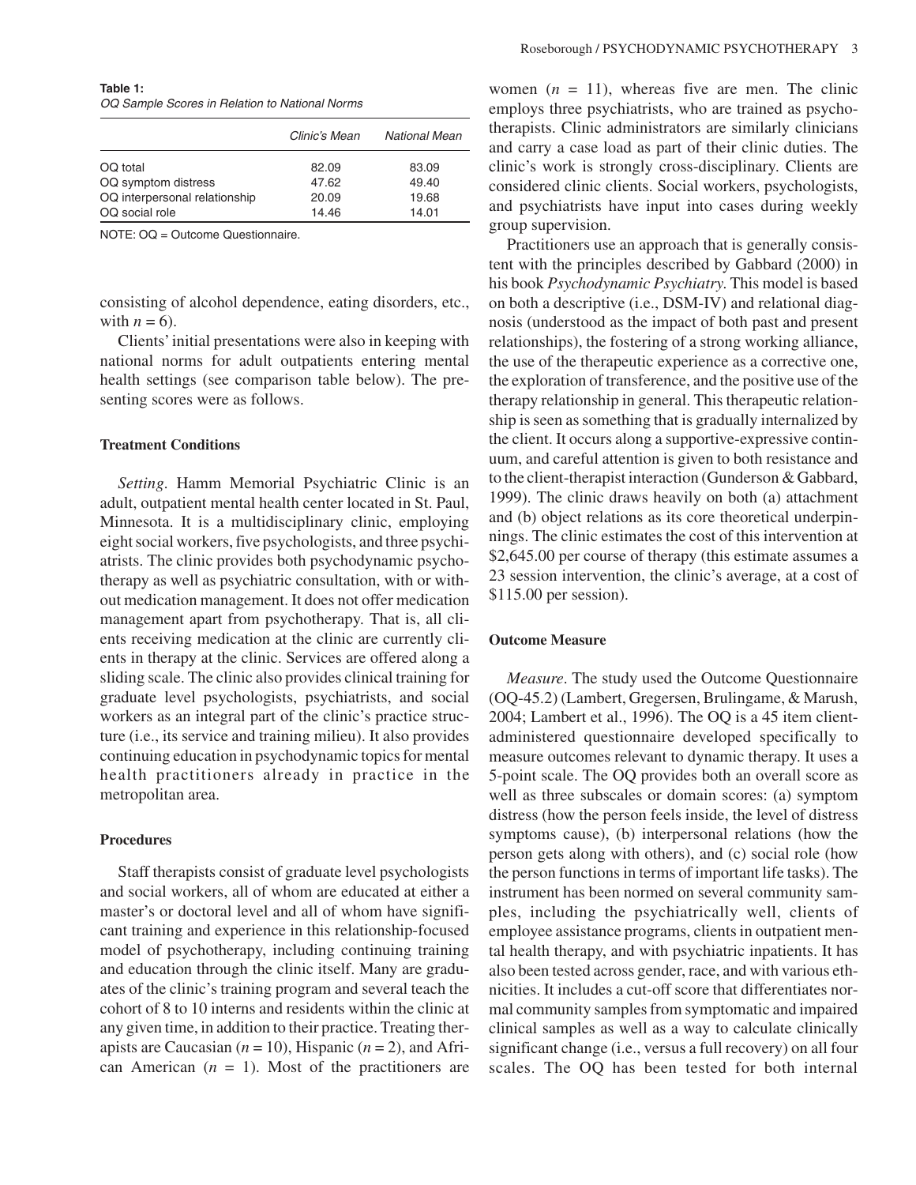**Table 1:**
*OQ Sample Scores in Relation to National Norms*

| | *Clinic's Mean* | *National Mean* |
|---|---|---|
| OQ total | 82.09 | 83.09 |
| OQ symptom distress | 47.62 | 49.40 |
| OQ interpersonal relationship | 20.09 | 19.68 |
| OQ social role | 14.46 | 14.01 |

NOTE: OQ = Outcome Questionnaire.

consisting of alcohol dependence, eating disorders, etc., with $n = 6$).

Clients' initial presentations were also in keeping with national norms for adult outpatients entering mental health settings (see comparison table below). The presenting scores were as follows.

### Treatment Conditions

*Setting*. Hamm Memorial Psychiatric Clinic is an adult, outpatient mental health center located in St. Paul, Minnesota. It is a multidisciplinary clinic, employing eight social workers, five psychologists, and three psychiatrists. The clinic provides both psychodynamic psychotherapy as well as psychiatric consultation, with or without medication management. It does not offer medication management apart from psychotherapy. That is, all clients receiving medication at the clinic are currently clients in therapy at the clinic. Services are offered along a sliding scale. The clinic also provides clinical training for graduate level psychologists, psychiatrists, and social workers as an integral part of the clinic's practice structure (i.e., its service and training milieu). It also provides continuing education in psychodynamic topics for mental health practitioners already in practice in the metropolitan area.

### Procedures

Staff therapists consist of graduate level psychologists and social workers, all of whom are educated at either a master's or doctoral level and all of whom have significant training and experience in this relationship-focused model of psychotherapy, including continuing training and education through the clinic itself. Many are graduates of the clinic's training program and several teach the cohort of 8 to 10 interns and residents within the clinic at any given time, in addition to their practice. Treating therapists are Caucasian ($n = 10$), Hispanic ($n = 2$), and African American ($n = 1$). Most of the practitioners are women ($n = 11$), whereas five are men. The clinic employs three psychiatrists, who are trained as psychotherapists. Clinic administrators are similarly clinicians and carry a case load as part of their clinic duties. The clinic's work is strongly cross-disciplinary. Clients are considered clinic clients. Social workers, psychologists, and psychiatrists have input into cases during weekly group supervision.

Practitioners use an approach that is generally consistent with the principles described by Gabbard (2000) in his book *Psychodynamic Psychiatry*. This model is based on both a descriptive (i.e., DSM-IV) and relational diagnosis (understood as the impact of both past and present relationships), the fostering of a strong working alliance, the use of the therapeutic experience as a corrective one, the exploration of transference, and the positive use of the therapy relationship in general. This therapeutic relationship is seen as something that is gradually internalized by the client. It occurs along a supportive-expressive continuum, and careful attention is given to both resistance and to the client-therapist interaction (Gunderson & Gabbard, 1999). The clinic draws heavily on both (a) attachment and (b) object relations as its core theoretical underpinnings. The clinic estimates the cost of this intervention at \$2,645.00 per course of therapy (this estimate assumes a 23 session intervention, the clinic's average, at a cost of \$115.00 per session).

### Outcome Measure

*Measure*. The study used the Outcome Questionnaire (OQ-45.2) (Lambert, Gregersen, Brulingame, & Marush, 2004; Lambert et al., 1996). The OQ is a 45 item client-administered questionnaire developed specifically to measure outcomes relevant to dynamic therapy. It uses a 5-point scale. The OQ provides both an overall score as well as three subscales or domain scores: (a) symptom distress (how the person feels inside, the level of distress symptoms cause), (b) interpersonal relations (how the person gets along with others), and (c) social role (how the person functions in terms of important life tasks). The instrument has been normed on several community samples, including the psychiatrically well, clients of employee assistance programs, clients in outpatient mental health therapy, and with psychiatric inpatients. It has also been tested across gender, race, and with various ethnicities. It includes a cut-off score that differentiates normal community samples from symptomatic and impaired clinical samples as well as a way to calculate clinically significant change (i.e., versus a full recovery) on all four scales. The OQ has been tested for both internal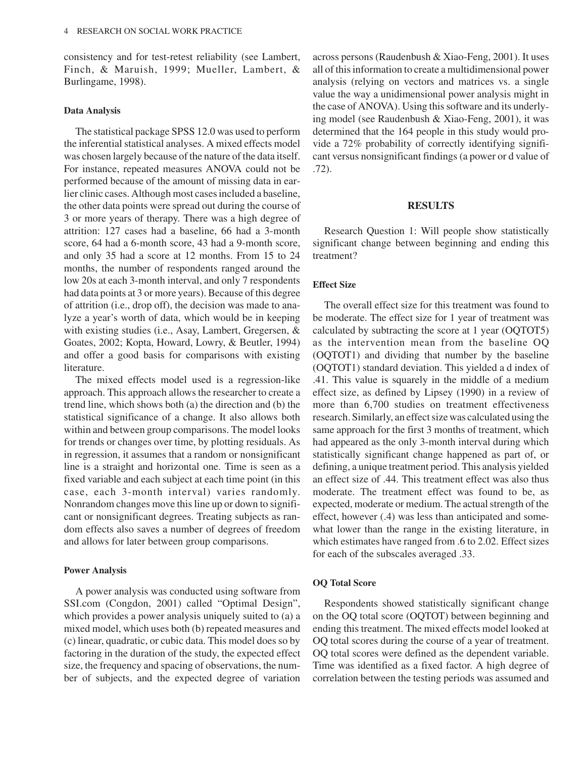consistency and for test-retest reliability (see Lambert, Finch, & Maruish, 1999; Mueller, Lambert, & Burlingame, 1998).

### Data Analysis

The statistical package SPSS 12.0 was used to perform the inferential statistical analyses. A mixed effects model was chosen largely because of the nature of the data itself. For instance, repeated measures ANOVA could not be performed because of the amount of missing data in earlier clinic cases. Although most cases included a baseline, the other data points were spread out during the course of 3 or more years of therapy. There was a high degree of attrition: 127 cases had a baseline, 66 had a 3-month score, 64 had a 6-month score, 43 had a 9-month score, and only 35 had a score at 12 months. From 15 to 24 months, the number of respondents ranged around the low 20s at each 3-month interval, and only 7 respondents had data points at 3 or more years). Because of this degree of attrition (i.e., drop off), the decision was made to analyze a year's worth of data, which would be in keeping with existing studies (i.e., Asay, Lambert, Gregersen, & Goates, 2002; Kopta, Howard, Lowry, & Beutler, 1994) and offer a good basis for comparisons with existing literature.

The mixed effects model used is a regression-like approach. This approach allows the researcher to create a trend line, which shows both (a) the direction and (b) the statistical significance of a change. It also allows both within and between group comparisons. The model looks for trends or changes over time, by plotting residuals. As in regression, it assumes that a random or nonsignificant line is a straight and horizontal one. Time is seen as a fixed variable and each subject at each time point (in this case, each 3-month interval) varies randomly. Nonrandom changes move this line up or down to significant or nonsignificant degrees. Treating subjects as random effects also saves a number of degrees of freedom and allows for later between group comparisons.

### Power Analysis

A power analysis was conducted using software from SSI.com (Congdon, 2001) called "Optimal Design", which provides a power analysis uniquely suited to (a) a mixed model, which uses both (b) repeated measures and (c) linear, quadratic, or cubic data. This model does so by factoring in the duration of the study, the expected effect size, the frequency and spacing of observations, the number of subjects, and the expected degree of variation across persons (Raudenbush & Xiao-Feng, 2001). It uses all of this information to create a multidimensional power analysis (relying on vectors and matrices vs. a single value the way a unidimensional power analysis might in the case of ANOVA). Using this software and its underlying model (see Raudenbush & Xiao-Feng, 2001), it was determined that the 164 people in this study would provide a 72% probability of correctly identifying significant versus nonsignificant findings (a power or d value of .72).

## RESULTS

Research Question 1: Will people show statistically significant change between beginning and ending this treatment?

### Effect Size

The overall effect size for this treatment was found to be moderate. The effect size for 1 year of treatment was calculated by subtracting the score at 1 year (OQTOT5) as the intervention mean from the baseline OQ (OQTOT1) and dividing that number by the baseline (OQTOT1) standard deviation. This yielded a d index of .41. This value is squarely in the middle of a medium effect size, as defined by Lipsey (1990) in a review of more than 6,700 studies on treatment effectiveness research. Similarly, an effect size was calculated using the same approach for the first 3 months of treatment, which had appeared as the only 3-month interval during which statistically significant change happened as part of, or defining, a unique treatment period. This analysis yielded an effect size of .44. This treatment effect was also thus moderate. The treatment effect was found to be, as expected, moderate or medium. The actual strength of the effect, however (.4) was less than anticipated and somewhat lower than the range in the existing literature, in which estimates have ranged from .6 to 2.02. Effect sizes for each of the subscales averaged .33.

### OQ Total Score

Respondents showed statistically significant change on the OQ total score (OQTOT) between beginning and ending this treatment. The mixed effects model looked at OQ total scores during the course of a year of treatment. OQ total scores were defined as the dependent variable. Time was identified as a fixed factor. A high degree of correlation between the testing periods was assumed and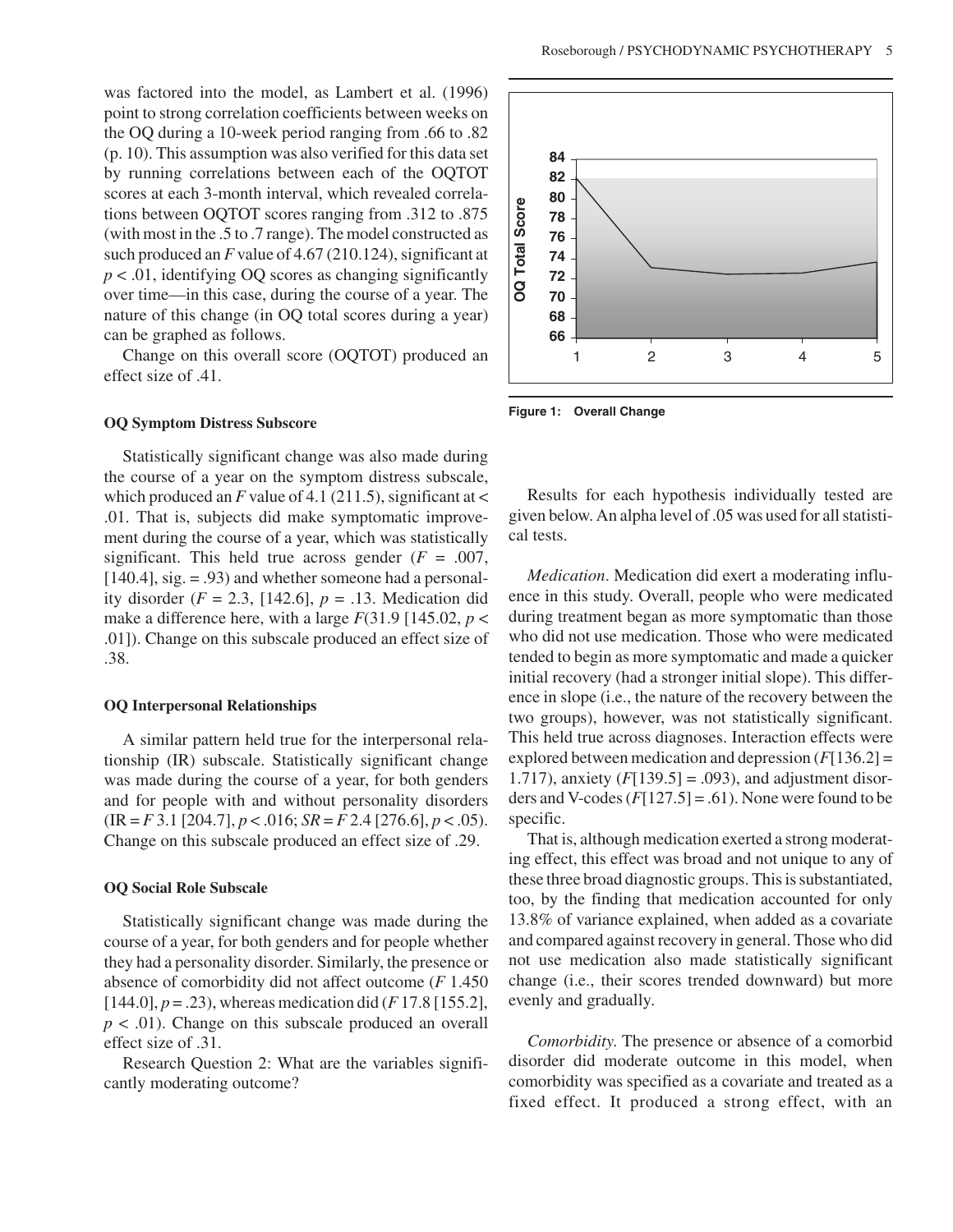was factored into the model, as Lambert et al. (1996) point to strong correlation coefficients between weeks on the OQ during a 10-week period ranging from .66 to .82 (p. 10). This assumption was also verified for this data set by running correlations between each of the OQTOT scores at each 3-month interval, which revealed correlations between OQTOT scores ranging from .312 to .875 (with most in the .5 to .7 range). The model constructed as such produced an $F$ value of 4.67 (210.124), significant at $p < .01$, identifying OQ scores as changing significantly over time—in this case, during the course of a year. The nature of this change (in OQ total scores during a year) can be graphed as follows.

Change on this overall score (OQTOT) produced an effect size of .41.

**Figure 1: Overall Change**

### OQ Symptom Distress Subscore

Statistically significant change was also made during the course of a year on the symptom distress subscale, which produced an $F$ value of 4.1 (211.5), significant at < .01. That is, subjects did make symptomatic improvement during the course of a year, which was statistically significant. This held true across gender ($F$ = .007, [140.4], sig. = .93) and whether someone had a personality disorder ($F$ = 2.3, [142.6], $p$ = .13. Medication did make a difference here, with a large $F$(31.9 [145.02, $p <$ .01]). Change on this subscale produced an effect size of .38.

### OQ Interpersonal Relationships

A similar pattern held true for the interpersonal relationship (IR) subscale. Statistically significant change was made during the course of a year, for both genders and for people with and without personality disorders (IR = $F$ 3.1 [204.7], $p < .016$; $SR$ = $F$ 2.4 [276.6], $p < .05$). Change on this subscale produced an effect size of .29.

### OQ Social Role Subscale

Statistically significant change was made during the course of a year, for both genders and for people whether they had a personality disorder. Similarly, the presence or absence of comorbidity did not affect outcome ($F$ 1.450 [144.0], $p$ = .23), whereas medication did ($F$ 17.8 [155.2], $p < .01$). Change on this subscale produced an overall effect size of .31.

Research Question 2: What are the variables significantly moderating outcome?

Results for each hypothesis individually tested are given below. An alpha level of .05 was used for all statistical tests.

*Medication*. Medication did exert a moderating influence in this study. Overall, people who were medicated during treatment began as more symptomatic than those who did not use medication. Those who were medicated tended to begin as more symptomatic and made a quicker initial recovery (had a stronger initial slope). This difference in slope (i.e., the nature of the recovery between the two groups), however, was not statistically significant. This held true across diagnoses. Interaction effects were explored between medication and depression ($F$[136.2] = 1.717), anxiety ($F$[139.5] = .093), and adjustment disorders and V-codes ($F$[127.5] = .61). None were found to be specific.

That is, although medication exerted a strong moderating effect, this effect was broad and not unique to any of these three broad diagnostic groups. This is substantiated, too, by the finding that medication accounted for only 13.8% of variance explained, when added as a covariate and compared against recovery in general. Those who did not use medication also made statistically significant change (i.e., their scores trended downward) but more evenly and gradually.

*Comorbidity.* The presence or absence of a comorbid disorder did moderate outcome in this model, when comorbidity was specified as a covariate and treated as a fixed effect. It produced a strong effect, with an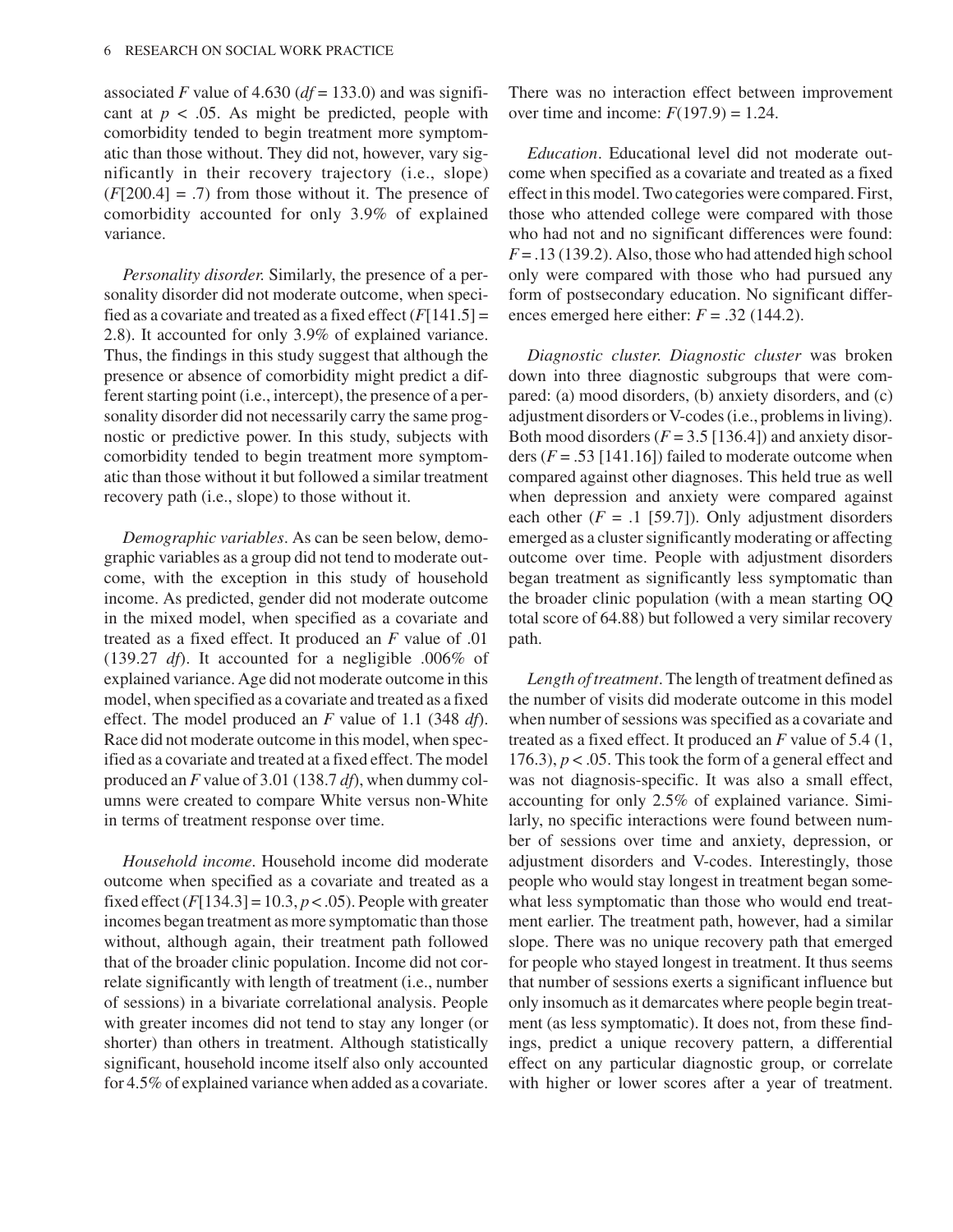associated $F$ value of 4.630 ($df = 133.0$) and was significant at $p < .05$. As might be predicted, people with comorbidity tended to begin treatment more symptomatic than those without. They did not, however, vary significantly in their recovery trajectory (i.e., slope) ($F[200.4] = .7$) from those without it. The presence of comorbidity accounted for only 3.9% of explained variance.

*Personality disorder.* Similarly, the presence of a personality disorder did not moderate outcome, when specified as a covariate and treated as a fixed effect ($F[141.5] = 2.8$). It accounted for only 3.9% of explained variance. Thus, the findings in this study suggest that although the presence or absence of comorbidity might predict a different starting point (i.e., intercept), the presence of a personality disorder did not necessarily carry the same prognostic or predictive power. In this study, subjects with comorbidity tended to begin treatment more symptomatic than those without it but followed a similar treatment recovery path (i.e., slope) to those without it.

*Demographic variables*. As can be seen below, demographic variables as a group did not tend to moderate outcome, with the exception in this study of household income. As predicted, gender did not moderate outcome in the mixed model, when specified as a covariate and treated as a fixed effect. It produced an $F$ value of .01 (139.27 $df$). It accounted for a negligible .006% of explained variance. Age did not moderate outcome in this model, when specified as a covariate and treated as a fixed effect. The model produced an $F$ value of 1.1 (348 $df$). Race did not moderate outcome in this model, when specified as a covariate and treated at a fixed effect. The model produced an $F$ value of 3.01 (138.7 $df$), when dummy columns were created to compare White versus non-White in terms of treatment response over time.

*Household income*. Household income did moderate outcome when specified as a covariate and treated as a fixed effect ($F[134.3] = 10.3$, $p < .05$). People with greater incomes began treatment as more symptomatic than those without, although again, their treatment path followed that of the broader clinic population. Income did not correlate significantly with length of treatment (i.e., number of sessions) in a bivariate correlational analysis. People with greater incomes did not tend to stay any longer (or shorter) than others in treatment. Although statistically significant, household income itself also only accounted for 4.5% of explained variance when added as a covariate. There was no interaction effect between improvement over time and income: $F(197.9) = 1.24$.

*Education*. Educational level did not moderate outcome when specified as a covariate and treated as a fixed effect in this model. Two categories were compared. First, those who attended college were compared with those who had not and no significant differences were found: $F = .13$ (139.2). Also, those who had attended high school only were compared with those who had pursued any form of postsecondary education. No significant differences emerged here either: $F = .32$ (144.2).

*Diagnostic cluster. Diagnostic cluster* was broken down into three diagnostic subgroups that were compared: (a) mood disorders, (b) anxiety disorders, and (c) adjustment disorders or V-codes (i.e., problems in living). Both mood disorders ($F = 3.5$ [136.4]) and anxiety disorders ($F = .53$ [141.16]) failed to moderate outcome when compared against other diagnoses. This held true as well when depression and anxiety were compared against each other ($F = .1$ [59.7]). Only adjustment disorders emerged as a cluster significantly moderating or affecting outcome over time. People with adjustment disorders began treatment as significantly less symptomatic than the broader clinic population (with a mean starting OQ total score of 64.88) but followed a very similar recovery path.

*Length of treatment*. The length of treatment defined as the number of visits did moderate outcome in this model when number of sessions was specified as a covariate and treated as a fixed effect. It produced an $F$ value of 5.4 (1, 176.3), $p < .05$. This took the form of a general effect and was not diagnosis-specific. It was also a small effect, accounting for only 2.5% of explained variance. Similarly, no specific interactions were found between number of sessions over time and anxiety, depression, or adjustment disorders and V-codes. Interestingly, those people who would stay longest in treatment began somewhat less symptomatic than those who would end treatment earlier. The treatment path, however, had a similar slope. There was no unique recovery path that emerged for people who stayed longest in treatment. It thus seems that number of sessions exerts a significant influence but only insomuch as it demarcates where people begin treatment (as less symptomatic). It does not, from these findings, predict a unique recovery pattern, a differential effect on any particular diagnostic group, or correlate with higher or lower scores after a year of treatment.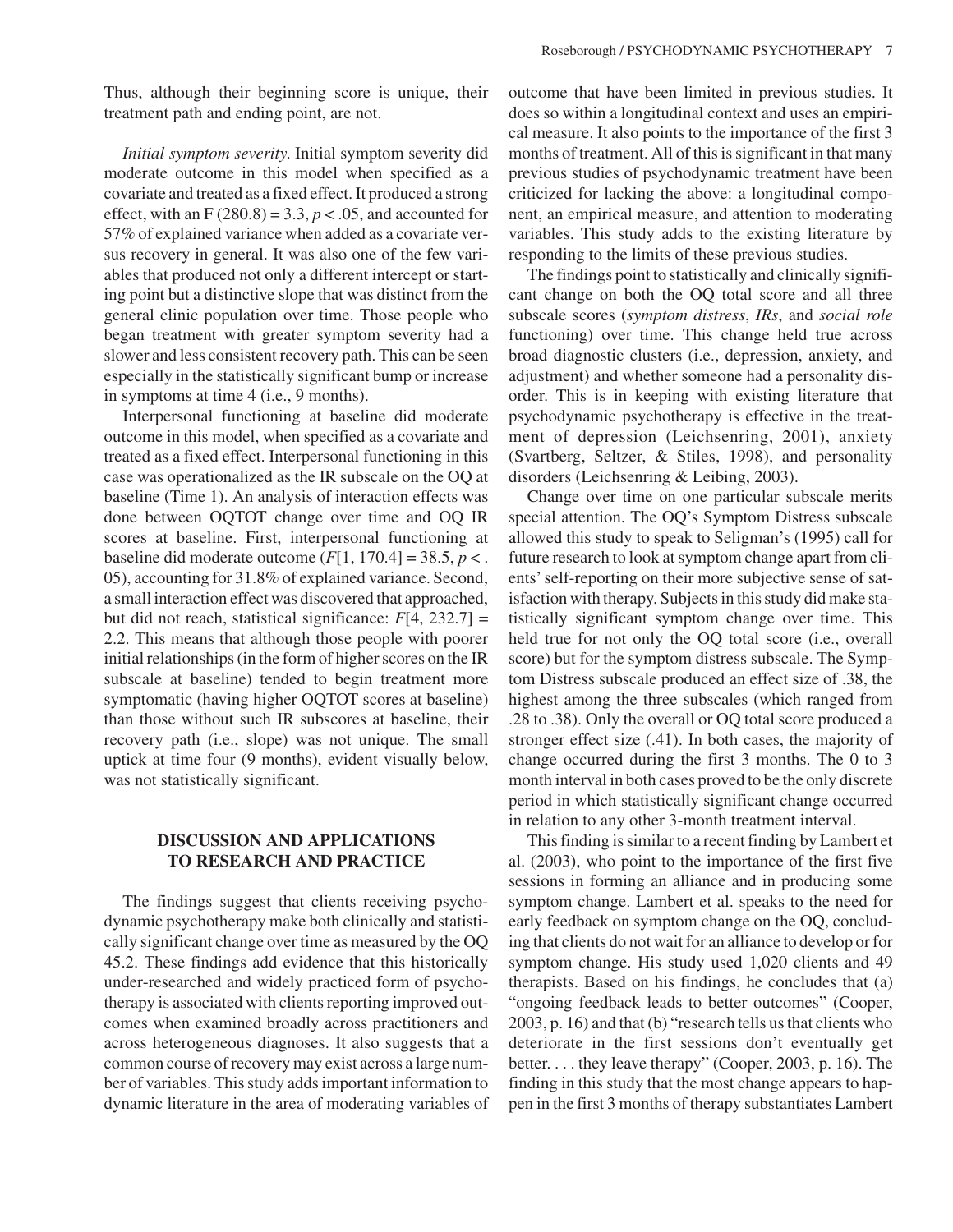Thus, although their beginning score is unique, their treatment path and ending point, are not.

*Initial symptom severity.* Initial symptom severity did moderate outcome in this model when specified as a covariate and treated as a fixed effect. It produced a strong effect, with an $F(280.8) = 3.3$, $p < .05$, and accounted for 57% of explained variance when added as a covariate versus recovery in general. It was also one of the few variables that produced not only a different intercept or starting point but a distinctive slope that was distinct from the general clinic population over time. Those people who began treatment with greater symptom severity had a slower and less consistent recovery path. This can be seen especially in the statistically significant bump or increase in symptoms at time 4 (i.e., 9 months).

Interpersonal functioning at baseline did moderate outcome in this model, when specified as a covariate and treated as a fixed effect. Interpersonal functioning in this case was operationalized as the IR subscale on the OQ at baseline (Time 1). An analysis of interaction effects was done between OQTOT change over time and OQ IR scores at baseline. First, interpersonal functioning at baseline did moderate outcome ($F[1, 170.4] = 38.5$, $p < .05$), accounting for 31.8% of explained variance. Second, a small interaction effect was discovered that approached, but did not reach, statistical significance: $F[4, 232.7] = 2.2$. This means that although those people with poorer initial relationships (in the form of higher scores on the IR subscale at baseline) tended to begin treatment more symptomatic (having higher OQTOT scores at baseline) than those without such IR subscores at baseline, their recovery path (i.e., slope) was not unique. The small uptick at time four (9 months), evident visually below, was not statistically significant.

## DISCUSSION AND APPLICATIONS TO RESEARCH AND PRACTICE

The findings suggest that clients receiving psychodynamic psychotherapy make both clinically and statistically significant change over time as measured by the OQ 45.2. These findings add evidence that this historically under-researched and widely practiced form of psychotherapy is associated with clients reporting improved outcomes when examined broadly across practitioners and across heterogeneous diagnoses. It also suggests that a common course of recovery may exist across a large number of variables. This study adds important information to dynamic literature in the area of moderating variables of outcome that have been limited in previous studies. It does so within a longitudinal context and uses an empirical measure. It also points to the importance of the first 3 months of treatment. All of this is significant in that many previous studies of psychodynamic treatment have been criticized for lacking the above: a longitudinal component, an empirical measure, and attention to moderating variables. This study adds to the existing literature by responding to the limits of these previous studies.

The findings point to statistically and clinically significant change on both the OQ total score and all three subscale scores (*symptom distress*, *IRs*, and *social role* functioning) over time. This change held true across broad diagnostic clusters (i.e., depression, anxiety, and adjustment) and whether someone had a personality disorder. This is in keeping with existing literature that psychodynamic psychotherapy is effective in the treatment of depression (Leichsenring, 2001), anxiety (Svartberg, Seltzer, & Stiles, 1998), and personality disorders (Leichsenring & Leibing, 2003).

Change over time on one particular subscale merits special attention. The OQ's Symptom Distress subscale allowed this study to speak to Seligman's (1995) call for future research to look at symptom change apart from clients' self-reporting on their more subjective sense of satisfaction with therapy. Subjects in this study did make statistically significant symptom change over time. This held true for not only the OQ total score (i.e., overall score) but for the symptom distress subscale. The Symptom Distress subscale produced an effect size of .38, the highest among the three subscales (which ranged from .28 to .38). Only the overall or OQ total score produced a stronger effect size (.41). In both cases, the majority of change occurred during the first 3 months. The 0 to 3 month interval in both cases proved to be the only discrete period in which statistically significant change occurred in relation to any other 3-month treatment interval.

This finding is similar to a recent finding by Lambert et al. (2003), who point to the importance of the first five sessions in forming an alliance and in producing some symptom change. Lambert et al. speaks to the need for early feedback on symptom change on the OQ, concluding that clients do not wait for an alliance to develop or for symptom change. His study used 1,020 clients and 49 therapists. Based on his findings, he concludes that (a) "ongoing feedback leads to better outcomes" (Cooper, 2003, p. 16) and that (b) "research tells us that clients who deteriorate in the first sessions don't eventually get better. . . . they leave therapy" (Cooper, 2003, p. 16). The finding in this study that the most change appears to happen in the first 3 months of therapy substantiates Lambert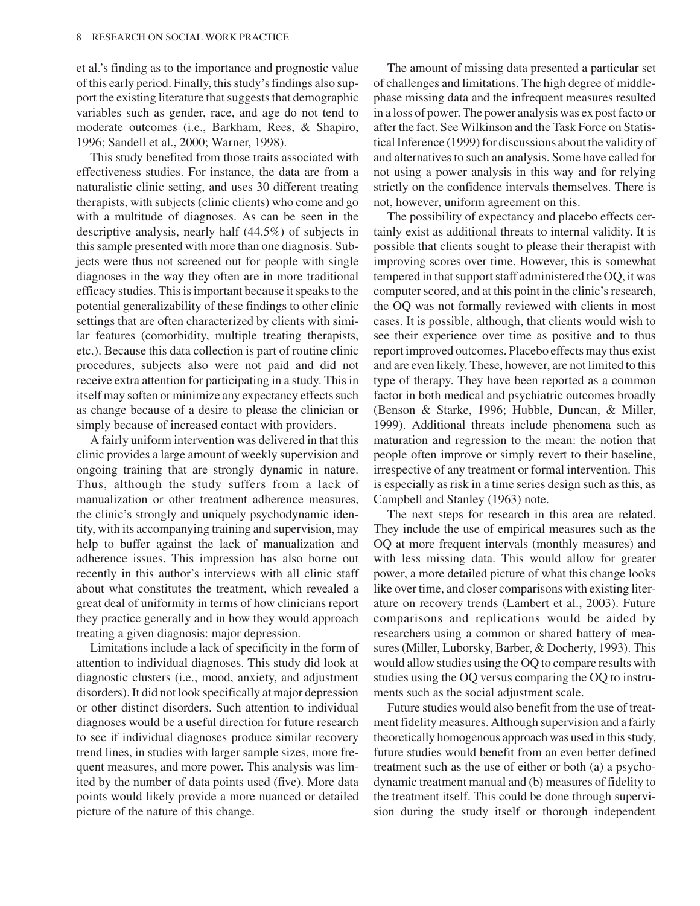et al.'s finding as to the importance and prognostic value of this early period. Finally, this study's findings also support the existing literature that suggests that demographic variables such as gender, race, and age do not tend to moderate outcomes (i.e., Barkham, Rees, & Shapiro, 1996; Sandell et al., 2000; Warner, 1998).

This study benefited from those traits associated with effectiveness studies. For instance, the data are from a naturalistic clinic setting, and uses 30 different treating therapists, with subjects (clinic clients) who come and go with a multitude of diagnoses. As can be seen in the descriptive analysis, nearly half (44.5%) of subjects in this sample presented with more than one diagnosis. Subjects were thus not screened out for people with single diagnoses in the way they often are in more traditional efficacy studies. This is important because it speaks to the potential generalizability of these findings to other clinic settings that are often characterized by clients with similar features (comorbidity, multiple treating therapists, etc.). Because this data collection is part of routine clinic procedures, subjects also were not paid and did not receive extra attention for participating in a study. This in itself may soften or minimize any expectancy effects such as change because of a desire to please the clinician or simply because of increased contact with providers.

A fairly uniform intervention was delivered in that this clinic provides a large amount of weekly supervision and ongoing training that are strongly dynamic in nature. Thus, although the study suffers from a lack of manualization or other treatment adherence measures, the clinic's strongly and uniquely psychodynamic identity, with its accompanying training and supervision, may help to buffer against the lack of manualization and adherence issues. This impression has also borne out recently in this author's interviews with all clinic staff about what constitutes the treatment, which revealed a great deal of uniformity in terms of how clinicians report they practice generally and in how they would approach treating a given diagnosis: major depression.

Limitations include a lack of specificity in the form of attention to individual diagnoses. This study did look at diagnostic clusters (i.e., mood, anxiety, and adjustment disorders). It did not look specifically at major depression or other distinct disorders. Such attention to individual diagnoses would be a useful direction for future research to see if individual diagnoses produce similar recovery trend lines, in studies with larger sample sizes, more frequent measures, and more power. This analysis was limited by the number of data points used (five). More data points would likely provide a more nuanced or detailed picture of the nature of this change.

The amount of missing data presented a particular set of challenges and limitations. The high degree of middle-phase missing data and the infrequent measures resulted in a loss of power. The power analysis was ex post facto or after the fact. See Wilkinson and the Task Force on Statistical Inference (1999) for discussions about the validity of and alternatives to such an analysis. Some have called for not using a power analysis in this way and for relying strictly on the confidence intervals themselves. There is not, however, uniform agreement on this.

The possibility of expectancy and placebo effects certainly exist as additional threats to internal validity. It is possible that clients sought to please their therapist with improving scores over time. However, this is somewhat tempered in that support staff administered the OQ, it was computer scored, and at this point in the clinic's research, the OQ was not formally reviewed with clients in most cases. It is possible, although, that clients would wish to see their experience over time as positive and to thus report improved outcomes. Placebo effects may thus exist and are even likely. These, however, are not limited to this type of therapy. They have been reported as a common factor in both medical and psychiatric outcomes broadly (Benson & Starke, 1996; Hubble, Duncan, & Miller, 1999). Additional threats include phenomena such as maturation and regression to the mean: the notion that people often improve or simply revert to their baseline, irrespective of any treatment or formal intervention. This is especially as risk in a time series design such as this, as Campbell and Stanley (1963) note.

The next steps for research in this area are related. They include the use of empirical measures such as the OQ at more frequent intervals (monthly measures) and with less missing data. This would allow for greater power, a more detailed picture of what this change looks like over time, and closer comparisons with existing literature on recovery trends (Lambert et al., 2003). Future comparisons and replications would be aided by researchers using a common or shared battery of measures (Miller, Luborsky, Barber, & Docherty, 1993). This would allow studies using the OQ to compare results with studies using the OQ versus comparing the OQ to instruments such as the social adjustment scale.

Future studies would also benefit from the use of treatment fidelity measures. Although supervision and a fairly theoretically homogenous approach was used in this study, future studies would benefit from an even better defined treatment such as the use of either or both (a) a psychodynamic treatment manual and (b) measures of fidelity to the treatment itself. This could be done through supervision during the study itself or thorough independent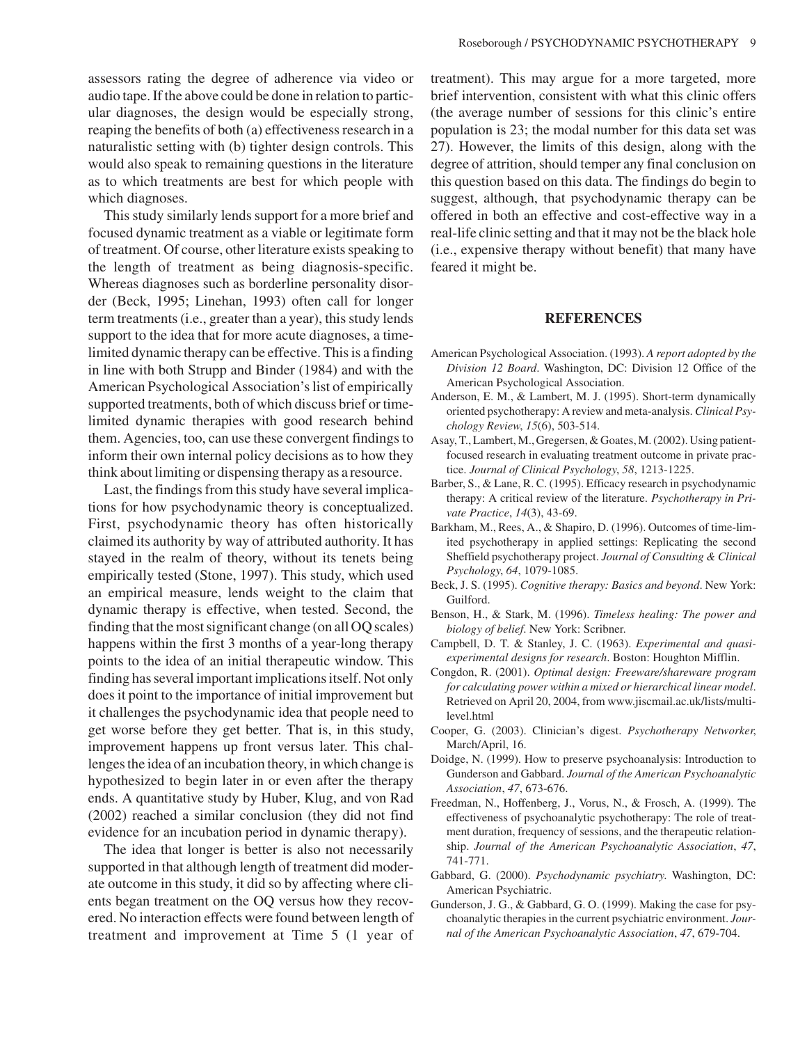assessors rating the degree of adherence via video or audio tape. If the above could be done in relation to particular diagnoses, the design would be especially strong, reaping the benefits of both (a) effectiveness research in a naturalistic setting with (b) tighter design controls. This would also speak to remaining questions in the literature as to which treatments are best for which people with which diagnoses.

This study similarly lends support for a more brief and focused dynamic treatment as a viable or legitimate form of treatment. Of course, other literature exists speaking to the length of treatment as being diagnosis-specific. Whereas diagnoses such as borderline personality disorder (Beck, 1995; Linehan, 1993) often call for longer term treatments (i.e., greater than a year), this study lends support to the idea that for more acute diagnoses, a time-limited dynamic therapy can be effective. This is a finding in line with both Strupp and Binder (1984) and with the American Psychological Association's list of empirically supported treatments, both of which discuss brief or time-limited dynamic therapies with good research behind them. Agencies, too, can use these convergent findings to inform their own internal policy decisions as to how they think about limiting or dispensing therapy as a resource.

Last, the findings from this study have several implications for how psychodynamic theory is conceptualized. First, psychodynamic theory has often historically claimed its authority by way of attributed authority. It has stayed in the realm of theory, without its tenets being empirically tested (Stone, 1997). This study, which used an empirical measure, lends weight to the claim that dynamic therapy is effective, when tested. Second, the finding that the most significant change (on all OQ scales) happens within the first 3 months of a year-long therapy points to the idea of an initial therapeutic window. This finding has several important implications itself. Not only does it point to the importance of initial improvement but it challenges the psychodynamic idea that people need to get worse before they get better. That is, in this study, improvement happens up front versus later. This challenges the idea of an incubation theory, in which change is hypothesized to begin later in or even after the therapy ends. A quantitative study by Huber, Klug, and von Rad (2002) reached a similar conclusion (they did not find evidence for an incubation period in dynamic therapy).

The idea that longer is better is also not necessarily supported in that although length of treatment did moderate outcome in this study, it did so by affecting where clients began treatment on the OQ versus how they recovered. No interaction effects were found between length of treatment and improvement at Time 5 (1 year of treatment). This may argue for a more targeted, more brief intervention, consistent with what this clinic offers (the average number of sessions for this clinic's entire population is 23; the modal number for this data set was 27). However, the limits of this design, along with the degree of attrition, should temper any final conclusion on this question based on this data. The findings do begin to suggest, although, that psychodynamic therapy can be offered in both an effective and cost-effective way in a real-life clinic setting and that it may not be the black hole (i.e., expensive therapy without benefit) that many have feared it might be.

## REFERENCES

American Psychological Association. (1993). *A report adopted by the Division 12 Board*. Washington, DC: Division 12 Office of the American Psychological Association.

Anderson, E. M., & Lambert, M. J. (1995). Short-term dynamically oriented psychotherapy: A review and meta-analysis. *Clinical Psychology Review*, *15*(6), 503-514.

Asay, T., Lambert, M., Gregersen, & Goates, M. (2002). Using patient-focused research in evaluating treatment outcome in private practice. *Journal of Clinical Psychology*, *58*, 1213-1225.

Barber, S., & Lane, R. C. (1995). Efficacy research in psychodynamic therapy: A critical review of the literature. *Psychotherapy in Private Practice*, *14*(3), 43-69.

Barkham, M., Rees, A., & Shapiro, D. (1996). Outcomes of time-limited psychotherapy in applied settings: Replicating the second Sheffield psychotherapy project. *Journal of Consulting & Clinical Psychology*, *64*, 1079-1085.

Beck, J. S. (1995). *Cognitive therapy: Basics and beyond*. New York: Guilford.

Benson, H., & Stark, M. (1996). *Timeless healing: The power and biology of belief*. New York: Scribner.

Campbell, D. T. & Stanley, J. C. (1963). *Experimental and quasi-experimental designs for research*. Boston: Houghton Mifflin.

Congdon, R. (2001). *Optimal design: Freeware/shareware program for calculating power within a mixed or hierarchical linear model*. Retrieved on April 20, 2004, from www.jiscmail.ac.uk/lists/multi-level.html

Cooper, G. (2003). Clinician's digest. *Psychotherapy Networker*, March/April, 16.

Doidge, N. (1999). How to preserve psychoanalysis: Introduction to Gunderson and Gabbard. *Journal of the American Psychoanalytic Association*, *47*, 673-676.

Freedman, N., Hoffenberg, J., Vorus, N., & Frosch, A. (1999). The effectiveness of psychoanalytic psychotherapy: The role of treatment duration, frequency of sessions, and the therapeutic relationship. *Journal of the American Psychoanalytic Association*, *47*, 741-771.

Gabbard, G. (2000). *Psychodynamic psychiatry*. Washington, DC: American Psychiatric.

Gunderson, J. G., & Gabbard, G. O. (1999). Making the case for psychoanalytic therapies in the current psychiatric environment. *Journal of the American Psychoanalytic Association*, *47*, 679-704.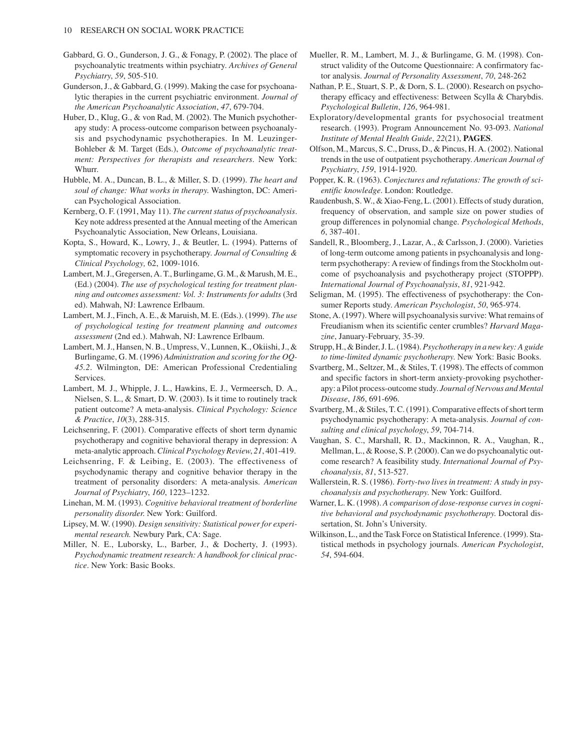Gabbard, G. O., Gunderson, J. G., & Fonagy, P. (2002). The place of psychoanalytic treatments within psychiatry. *Archives of General Psychiatry*, *59*, 505-510.

Gunderson, J., & Gabbard, G. (1999). Making the case for psychoanalytic therapies in the current psychiatric environment. *Journal of the American Psychoanalytic Association*, *47*, 679-704.

Huber, D., Klug, G., & von Rad, M. (2002). The Munich psychotherapy study: A process-outcome comparison between psychoanalysis and psychodynamic psychotherapies. In M. Leuzinger-Bohleber & M. Target (Eds.), *Outcome of psychoanalytic treatment: Perspectives for therapists and researchers*. New York: Whurr.

Hubble, M. A., Duncan, B. L., & Miller, S. D. (1999). *The heart and soul of change: What works in therapy.* Washington, DC: American Psychological Association.

Kernberg, O. F. (1991, May 11). *The current status of psychoanalysis*. Key note address presented at the Annual meeting of the American Psychoanalytic Association, New Orleans, Louisiana.

Kopta, S., Howard, K., Lowry, J., & Beutler, L. (1994). Patterns of symptomatic recovery in psychotherapy. *Journal of Consulting & Clinical Psychology,* 62, 1009-1016.

Lambert, M. J., Gregersen, A. T., Burlingame, G. M., & Marush, M. E., (Ed.) (2004). *The use of psychological testing for treatment planning and outcomes assessment: Vol. 3: Instruments for adults* (3rd ed). Mahwah, NJ: Lawrence Erlbaum.

Lambert, M. J., Finch, A. E., & Maruish, M. E. (Eds.). (1999). *The use of psychological testing for treatment planning and outcomes assessment* (2nd ed.). Mahwah, NJ: Lawrence Erlbaum.

Lambert, M. J., Hansen, N. B., Umpress, V., Lunnen, K., Okiishi, J., & Burlingame, G. M. (1996) *Administration and scoring for the OQ-45.2*. Wilmington, DE: American Professional Credentialing Services.

Lambert, M. J., Whipple, J. L., Hawkins, E. J., Vermeersch, D. A., Nielsen, S. L., & Smart, D. W. (2003). Is it time to routinely track patient outcome? A meta-analysis. *Clinical Psychology: Science & Practice*, *10*(3), 288-315.

Leichsenring, F. (2001). Comparative effects of short term dynamic psychotherapy and cognitive behavioral therapy in depression: A meta-analytic approach. *Clinical Psychology Review*, *21*, 401-419.

Leichsenring, F. & Leibing, E. (2003). The effectiveness of psychodynamic therapy and cognitive behavior therapy in the treatment of personality disorders: A meta-analysis. *American Journal of Psychiatry*, *160*, 1223–1232.

Linehan, M. M. (1993). *Cognitive behavioral treatment of borderline personality disorder.* New York: Guilford.

Lipsey, M. W. (1990). *Design sensitivity: Statistical power for experimental research.* Newbury Park, CA: Sage.

Miller, N. E., Luborsky, L., Barber, J., & Docherty, J. (1993). *Psychodynamic treatment research: A handbook for clinical practice*. New York: Basic Books.

Mueller, R. M., Lambert, M. J., & Burlingame, G. M. (1998). Construct validity of the Outcome Questionnaire: A confirmatory factor analysis. *Journal of Personality Assessment*, *70*, 248-262

Nathan, P. E., Stuart, S. P., & Dorn, S. L. (2000). Research on psychotherapy efficacy and effectiveness: Between Scylla & Charybdis. *Psychological Bulletin*, *126*, 964-981.

Exploratory/developmental grants for psychosocial treatment research. (1993). Program Announcement No. 93-093. *National Institute of Mental Health Guide*, *22*(21), **PAGES**.

Olfson, M., Marcus, S. C., Druss, D., & Pincus, H. A. (2002). National trends in the use of outpatient psychotherapy. *American Journal of Psychiatry*, *159*, 1914-1920.

Popper, K. R. (1963). *Conjectures and refutations: The growth of scientific knowledge.* London: Routledge.

Raudenbush, S. W., & Xiao-Feng, L. (2001). Effects of study duration, frequency of observation, and sample size on power studies of group differences in polynomial change. *Psychological Methods*, *6*, 387-401.

Sandell, R., Bloomberg, J., Lazar, A., & Carlsson, J. (2000). Varieties of long-term outcome among patients in psychoanalysis and long-term psychotherapy: A review of findings from the Stockholm outcome of psychoanalysis and psychotherapy project (STOPPP). *International Journal of Psychoanalysis*, *81*, 921-942.

Seligman, M. (1995). The effectiveness of psychotherapy: the Consumer Reports study. *American Psychologist*, *50*, 965-974.

Stone, A. (1997). Where will psychoanalysis survive: What remains of Freudianism when its scientific center crumbles? *Harvard Magazine*, January-February, 35-39.

Strupp, H., & Binder, J. L. (1984). *Psychotherapy in a new key: A guide to time-limited dynamic psychotherapy.* New York: Basic Books.

Svartberg, M., Seltzer, M., & Stiles, T. (1998). The effects of common and specific factors in short-term anxiety-provoking psychotherapy: a Pilot process-outcome study. *Journal of Nervous and Mental Disease*, *186*, 691-696.

Svartberg, M., & Stiles, T. C. (1991). Comparative effects of short term psychodynamic psychotherapy: A meta-analysis. *Journal of consulting and clinical psychology*, *59*, 704-714.

Vaughan, S. C., Marshall, R. D., Mackinnon, R. A., Vaughan, R., Mellman, L., & Roose, S. P. (2000). Can we do psychoanalytic outcome research? A feasibility study. *International Journal of Psychoanalysis*, *81*, 513-527.

Wallerstein, R. S. (1986). *Forty-two lives in treatment: A study in psychoanalysis and psychotherapy.* New York: Guilford.

Warner, L. K. (1998). *A comparison of dose-response curves in cognitive behavioral and psychodynamic psychotherapy.* Doctoral dissertation, St. John's University.

Wilkinson, L., and the Task Force on Statistical Inference. (1999). Statistical methods in psychology journals. *American Psychologist*, *54*, 594-604.